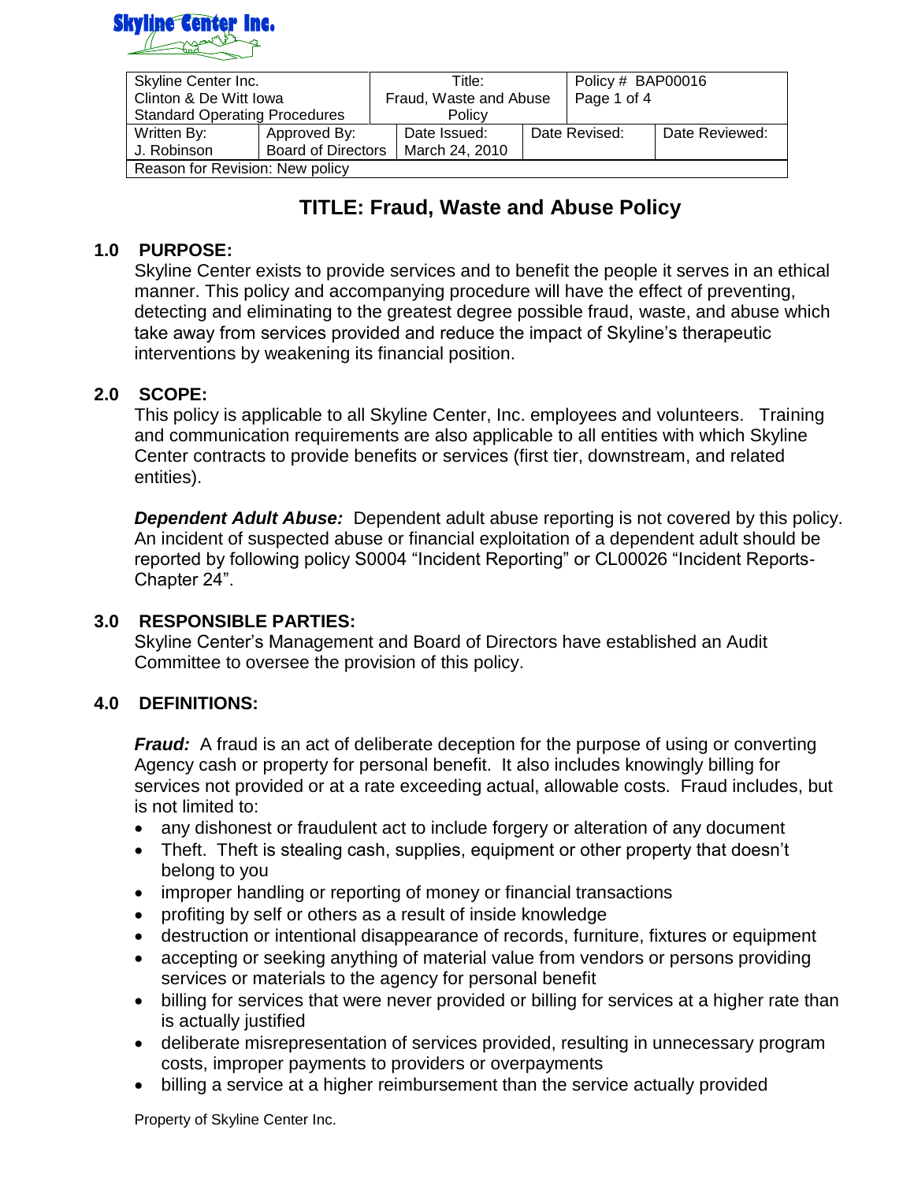Skyline Center Inc.

| Skyline Center Inc. Clinton & De Witt Iowa Standard Operating Procedures | | Title: Fraud, Waste and Abuse Policy | | Policy # BAP00016 Page 1 of 4 |
|---|---|---|---|---|
| Written By: J. Robinson | Approved By: Board of Directors | Date Issued: March 24, 2010 | Date Revised: | Date Reviewed: |
| Reason for Revision: New policy | | | | |

# TITLE: Fraud, Waste and Abuse Policy

## 1.0 PURPOSE:

Skyline Center exists to provide services and to benefit the people it serves in an ethical manner. This policy and accompanying procedure will have the effect of preventing, detecting and eliminating to the greatest degree possible fraud, waste, and abuse which take away from services provided and reduce the impact of Skyline's therapeutic interventions by weakening its financial position.

## 2.0 SCOPE:

This policy is applicable to all Skyline Center, Inc. employees and volunteers. Training and communication requirements are also applicable to all entities with which Skyline Center contracts to provide benefits or services (first tier, downstream, and related entities).

***Dependent Adult Abuse:*** Dependent adult abuse reporting is not covered by this policy. An incident of suspected abuse or financial exploitation of a dependent adult should be reported by following policy S0004 "Incident Reporting" or CL00026 "Incident Reports-Chapter 24".

## 3.0 RESPONSIBLE PARTIES:

Skyline Center's Management and Board of Directors have established an Audit Committee to oversee the provision of this policy.

## 4.0 DEFINITIONS:

***Fraud:*** A fraud is an act of deliberate deception for the purpose of using or converting Agency cash or property for personal benefit. It also includes knowingly billing for services not provided or at a rate exceeding actual, allowable costs. Fraud includes, but is not limited to:

- any dishonest or fraudulent act to include forgery or alteration of any document
- Theft. Theft is stealing cash, supplies, equipment or other property that doesn't belong to you
- improper handling or reporting of money or financial transactions
- profiting by self or others as a result of inside knowledge
- destruction or intentional disappearance of records, furniture, fixtures or equipment
- accepting or seeking anything of material value from vendors or persons providing services or materials to the agency for personal benefit
- billing for services that were never provided or billing for services at a higher rate than is actually justified
- deliberate misrepresentation of services provided, resulting in unnecessary program costs, improper payments to providers or overpayments
- billing a service at a higher reimbursement than the service actually provided

Property of Skyline Center Inc.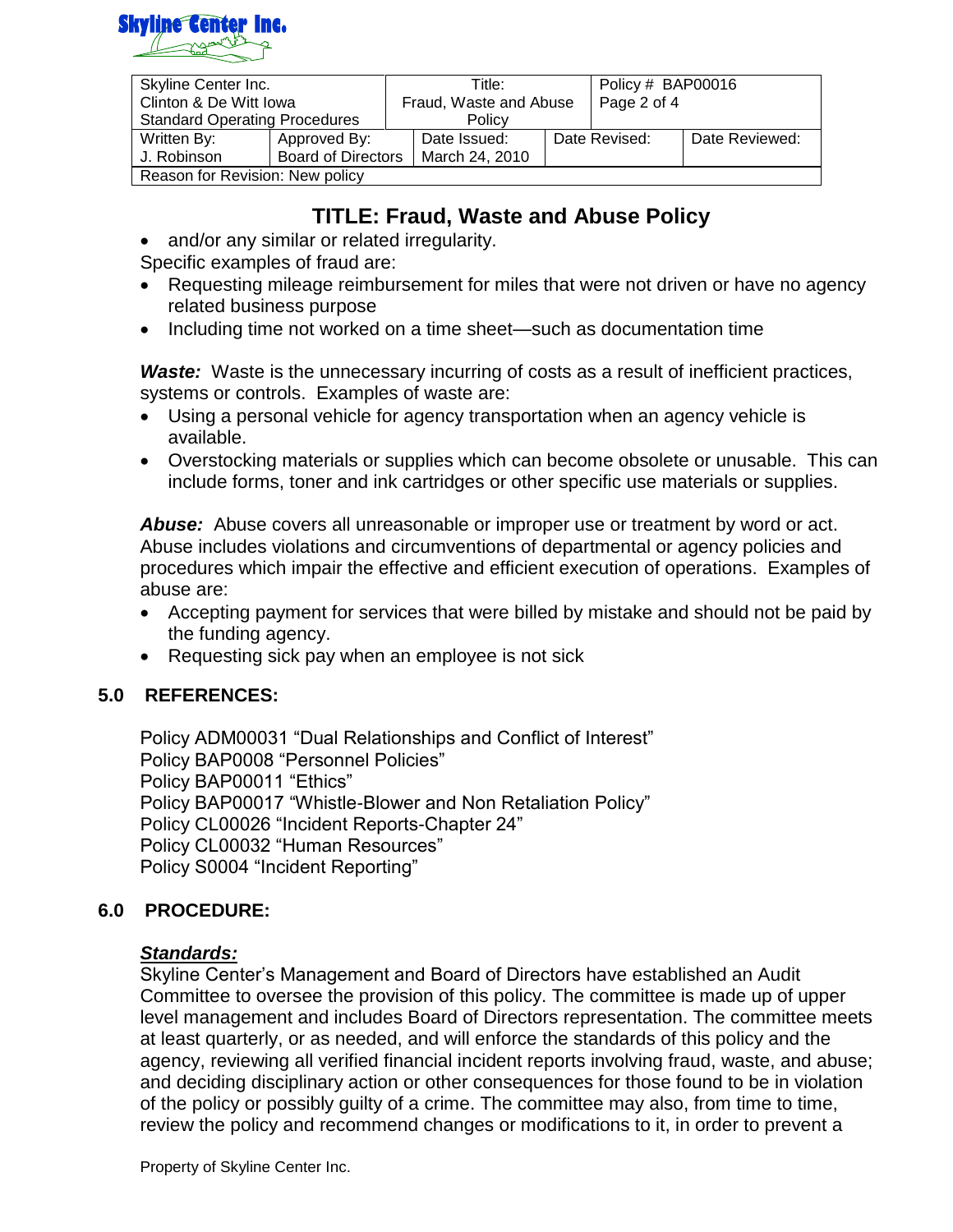| Skyline Center Inc.<br>Clinton & De Witt Iowa<br>Standard Operating Procedures | | Title:<br>Fraud, Waste and Abuse Policy | | Policy # BAP00016<br>Page 2 of 4 |
|---|---|---|---|---|
| Written By:<br>J. Robinson | Approved By:<br>Board of Directors | Date Issued:<br>March 24, 2010 | Date Revised: | Date Reviewed: |
| Reason for Revision: New policy | | | | |

# TITLE: Fraud, Waste and Abuse Policy

- and/or any similar or related irregularity.

Specific examples of fraud are:

- Requesting mileage reimbursement for miles that were not driven or have no agency related business purpose
- Including time not worked on a time sheet—such as documentation time

***Waste:*** Waste is the unnecessary incurring of costs as a result of inefficient practices, systems or controls. Examples of waste are:

- Using a personal vehicle for agency transportation when an agency vehicle is available.
- Overstocking materials or supplies which can become obsolete or unusable. This can include forms, toner and ink cartridges or other specific use materials or supplies.

***Abuse:*** Abuse covers all unreasonable or improper use or treatment by word or act. Abuse includes violations and circumventions of departmental or agency policies and procedures which impair the effective and efficient execution of operations. Examples of abuse are:

- Accepting payment for services that were billed by mistake and should not be paid by the funding agency.
- Requesting sick pay when an employee is not sick

## 5.0 REFERENCES:

Policy ADM00031 "Dual Relationships and Conflict of Interest"
Policy BAP0008 "Personnel Policies"
Policy BAP00011 "Ethics"
Policy BAP00017 "Whistle-Blower and Non Retaliation Policy"
Policy CL00026 "Incident Reports-Chapter 24"
Policy CL00032 "Human Resources"
Policy S0004 "Incident Reporting"

## 6.0 PROCEDURE:

***Standards:***

Skyline Center's Management and Board of Directors have established an Audit Committee to oversee the provision of this policy. The committee is made up of upper level management and includes Board of Directors representation. The committee meets at least quarterly, or as needed, and will enforce the standards of this policy and the agency, reviewing all verified financial incident reports involving fraud, waste, and abuse; and deciding disciplinary action or other consequences for those found to be in violation of the policy or possibly guilty of a crime. The committee may also, from time to time, review the policy and recommend changes or modifications to it, in order to prevent a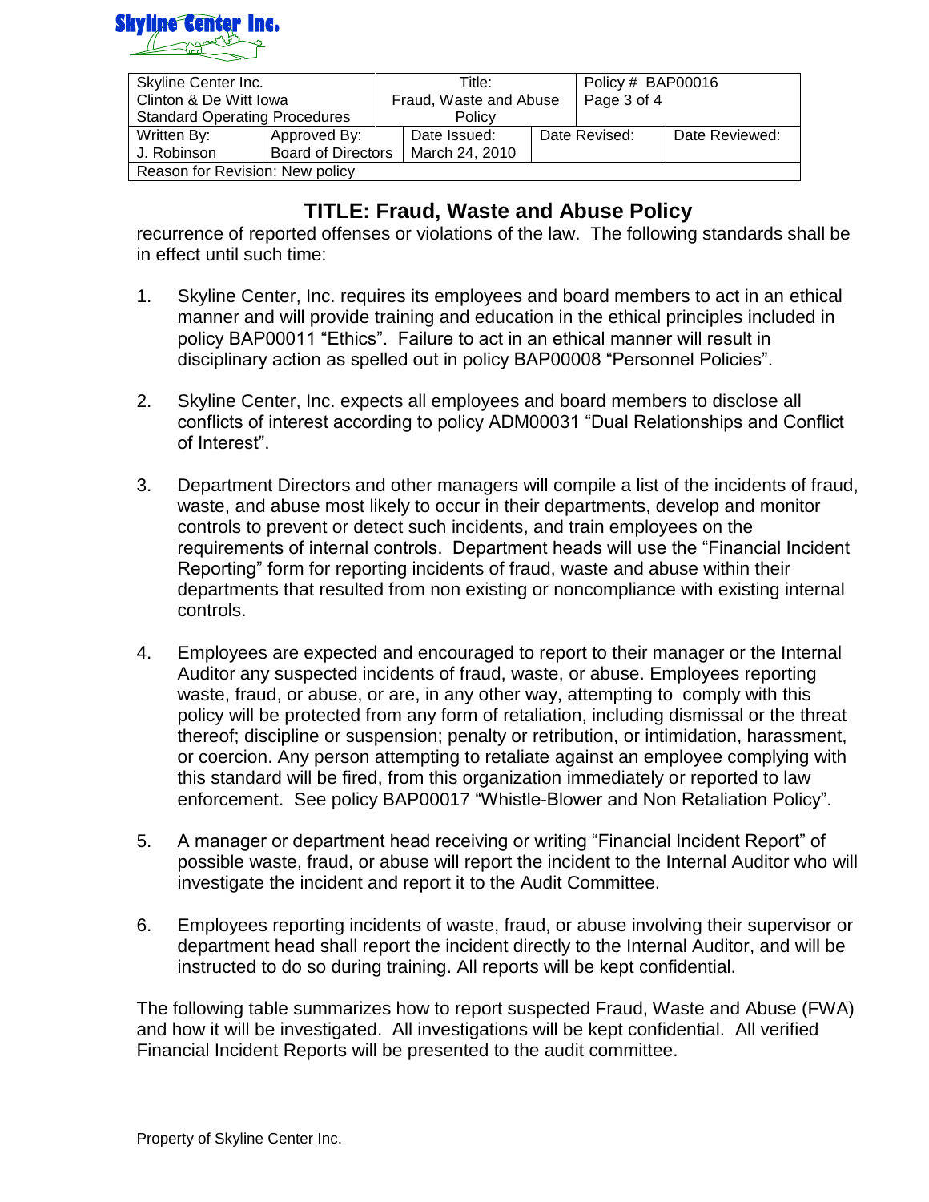# TITLE: Fraud, Waste and Abuse Policy

recurrence of reported offenses or violations of the law. The following standards shall be in effect until such time:

1. Skyline Center, Inc. requires its employees and board members to act in an ethical manner and will provide training and education in the ethical principles included in policy BAP00011 “Ethics”. Failure to act in an ethical manner will result in disciplinary action as spelled out in policy BAP00008 “Personnel Policies”.

2. Skyline Center, Inc. expects all employees and board members to disclose all conflicts of interest according to policy ADM00031 “Dual Relationships and Conflict of Interest”.

3. Department Directors and other managers will compile a list of the incidents of fraud, waste, and abuse most likely to occur in their departments, develop and monitor controls to prevent or detect such incidents, and train employees on the requirements of internal controls. Department heads will use the “Financial Incident Reporting” form for reporting incidents of fraud, waste and abuse within their departments that resulted from non existing or noncompliance with existing internal controls.

4. Employees are expected and encouraged to report to their manager or the Internal Auditor any suspected incidents of fraud, waste, or abuse. Employees reporting waste, fraud, or abuse, or are, in any other way, attempting to comply with this policy will be protected from any form of retaliation, including dismissal or the threat thereof; discipline or suspension; penalty or retribution, or intimidation, harassment, or coercion. Any person attempting to retaliate against an employee complying with this standard will be fired, from this organization immediately or reported to law enforcement. See policy BAP00017 “Whistle-Blower and Non Retaliation Policy”.

5. A manager or department head receiving or writing “Financial Incident Report” of possible waste, fraud, or abuse will report the incident to the Internal Auditor who will investigate the incident and report it to the Audit Committee.

6. Employees reporting incidents of waste, fraud, or abuse involving their supervisor or department head shall report the incident directly to the Internal Auditor, and will be instructed to do so during training. All reports will be kept confidential.

The following table summarizes how to report suspected Fraud, Waste and Abuse (FWA) and how it will be investigated. All investigations will be kept confidential. All verified Financial Incident Reports will be presented to the audit committee.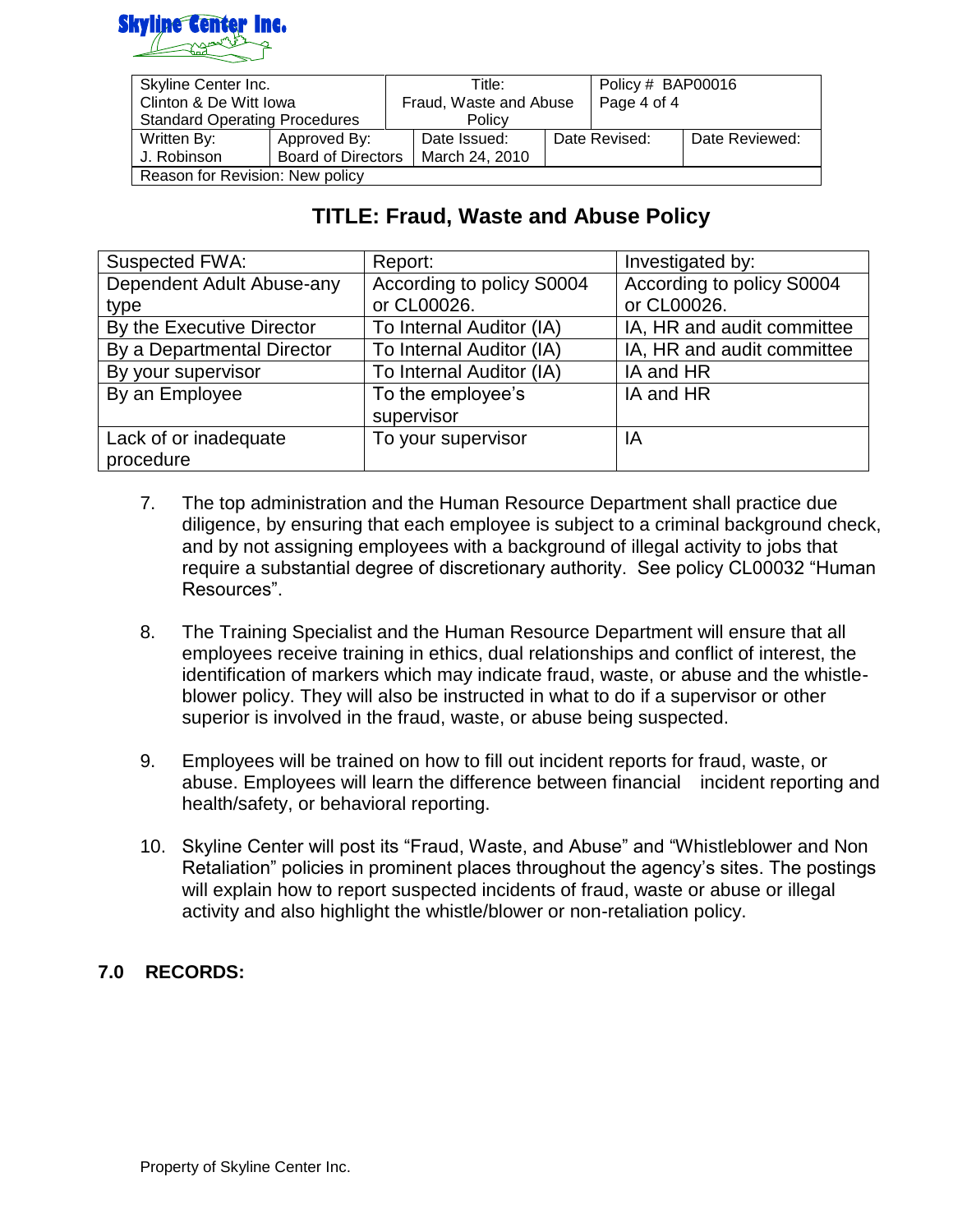| Skyline Center Inc.<br>Clinton & De Witt Iowa<br>Standard Operating Procedures | | Title:<br>Fraud, Waste and Abuse Policy | | Policy # BAP00016<br>Page 4 of 4 |
|---|---|---|---|---|
| Written By:<br>J. Robinson | Approved By:<br>Board of Directors | Date Issued:<br>March 24, 2010 | Date Revised: | Date Reviewed: |
| Reason for Revision: New policy | | | | |

## TITLE: Fraud, Waste and Abuse Policy

| Suspected FWA: | Report: | Investigated by: |
|---|---|---|
| Dependent Adult Abuse-any type | According to policy S0004 or CL00026. | According to policy S0004 or CL00026. |
| By the Executive Director | To Internal Auditor (IA) | IA, HR and audit committee |
| By a Departmental Director | To Internal Auditor (IA) | IA, HR and audit committee |
| By your supervisor | To Internal Auditor (IA) | IA and HR |
| By an Employee | To the employee's supervisor | IA and HR |
| Lack of or inadequate procedure | To your supervisor | IA |

7. The top administration and the Human Resource Department shall practice due diligence, by ensuring that each employee is subject to a criminal background check, and by not assigning employees with a background of illegal activity to jobs that require a substantial degree of discretionary authority. See policy CL00032 "Human Resources".

8. The Training Specialist and the Human Resource Department will ensure that all employees receive training in ethics, dual relationships and conflict of interest, the identification of markers which may indicate fraud, waste, or abuse and the whistle-blower policy. They will also be instructed in what to do if a supervisor or other superior is involved in the fraud, waste, or abuse being suspected.

9. Employees will be trained on how to fill out incident reports for fraud, waste, or abuse. Employees will learn the difference between financial incident reporting and health/safety, or behavioral reporting.

10. Skyline Center will post its "Fraud, Waste, and Abuse" and "Whistleblower and Non Retaliation" policies in prominent places throughout the agency's sites. The postings will explain how to report suspected incidents of fraud, waste or abuse or illegal activity and also highlight the whistle/blower or non-retaliation policy.

## 7.0 RECORDS: